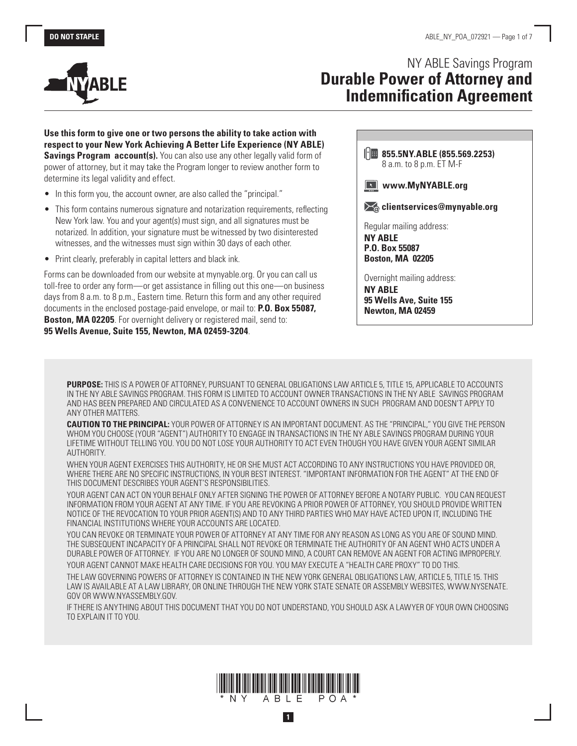DO NOT STAPLE

NY ABLE Savings Program

# Durable Power of Attorney and Indemnification Agreement

**Use this form to give one or two persons the ability to take action with respect to your New York Achieving A Better Life Experience (NY ABLE) Savings Program account(s).** You can also use any other legally valid form of power of attorney, but it may take the Program longer to review another form to determine its legal validity and effect.

- In this form you, the account owner, are also called the "principal."
- This form contains numerous signature and notarization requirements, reflecting New York law. You and your agent(s) must sign, and all signatures must be notarized. In addition, your signature must be witnessed by two disinterested witnesses, and the witnesses must sign within 30 days of each other.
- Print clearly, preferably in capital letters and black ink.

Forms can be downloaded from our website at mynyable.org. Or you can call us toll-free to order any form—or get assistance in filling out this one—on business days from 8 a.m. to 8 p.m., Eastern time. Return this form and any other required documents in the enclosed postage-paid envelope, or mail to: **P.O. Box 55087, Boston, MA 02205**. For overnight delivery or registered mail, send to: **95 Wells Avenue, Suite 155, Newton, MA 02459-3204**.

**855.5NY.ABLE (855.569.2253)**
8 a.m. to 8 p.m. ET M-F

**www.MyNYABLE.org**

**clientservices@mynyable.org**

Regular mailing address:
**NY ABLE**
**P.O. Box 55087**
**Boston, MA 02205**

Overnight mailing address:
**NY ABLE**
**95 Wells Ave, Suite 155**
**Newton, MA 02459**

**PURPOSE:** THIS IS A POWER OF ATTORNEY, PURSUANT TO GENERAL OBLIGATIONS LAW ARTICLE 5, TITLE 15, APPLICABLE TO ACCOUNTS IN THE NY ABLE SAVINGS PROGRAM. THIS FORM IS LIMITED TO ACCOUNT OWNER TRANSACTIONS IN THE NY ABLE SAVINGS PROGRAM AND HAS BEEN PREPARED AND CIRCULATED AS A CONVENIENCE TO ACCOUNT OWNERS IN SUCH PROGRAM AND DOESN'T APPLY TO ANY OTHER MATTERS.

**CAUTION TO THE PRINCIPAL:** YOUR POWER OF ATTORNEY IS AN IMPORTANT DOCUMENT. AS THE "PRINCIPAL," YOU GIVE THE PERSON WHOM YOU CHOOSE (YOUR "AGENT") AUTHORITY TO ENGAGE IN TRANSACTIONS IN THE NY ABLE SAVINGS PROGRAM DURING YOUR LIFETIME WITHOUT TELLING YOU. YOU DO NOT LOSE YOUR AUTHORITY TO ACT EVEN THOUGH YOU HAVE GIVEN YOUR AGENT SIMILAR AUTHORITY.

WHEN YOUR AGENT EXERCISES THIS AUTHORITY, HE OR SHE MUST ACT ACCORDING TO ANY INSTRUCTIONS YOU HAVE PROVIDED OR, WHERE THERE ARE NO SPECIFIC INSTRUCTIONS, IN YOUR BEST INTEREST. "IMPORTANT INFORMATION FOR THE AGENT" AT THE END OF THIS DOCUMENT DESCRIBES YOUR AGENT'S RESPONSIBILITIES.

YOUR AGENT CAN ACT ON YOUR BEHALF ONLY AFTER SIGNING THE POWER OF ATTORNEY BEFORE A NOTARY PUBLIC. YOU CAN REQUEST INFORMATION FROM YOUR AGENT AT ANY TIME. IF YOU ARE REVOKING A PRIOR POWER OF ATTORNEY, YOU SHOULD PROVIDE WRITTEN NOTICE OF THE REVOCATION TO YOUR PRIOR AGENT(S) AND TO ANY THIRD PARTIES WHO MAY HAVE ACTED UPON IT, INCLUDING THE FINANCIAL INSTITUTIONS WHERE YOUR ACCOUNTS ARE LOCATED.

YOU CAN REVOKE OR TERMINATE YOUR POWER OF ATTORNEY AT ANY TIME FOR ANY REASON AS LONG AS YOU ARE OF SOUND MIND. THE SUBSEQUENT INCAPACITY OF A PRINCIPAL SHALL NOT REVOKE OR TERMINATE THE AUTHORITY OF AN AGENT WHO ACTS UNDER A DURABLE POWER OF ATTORNEY. IF YOU ARE NO LONGER OF SOUND MIND, A COURT CAN REMOVE AN AGENT FOR ACTING IMPROPERLY.

YOUR AGENT CANNOT MAKE HEALTH CARE DECISIONS FOR YOU. YOU MAY EXECUTE A "HEALTH CARE PROXY" TO DO THIS.

THE LAW GOVERNING POWERS OF ATTORNEY IS CONTAINED IN THE NEW YORK GENERAL OBLIGATIONS LAW, ARTICLE 5, TITLE 15. THIS LAW IS AVAILABLE AT A LAW LIBRARY, OR ONLINE THROUGH THE NEW YORK STATE SENATE OR ASSEMBLY WEBSITES, WWW.NYSENATE.GOV OR WWW.NYASSEMBLY.GOV.

IF THERE IS ANYTHING ABOUT THIS DOCUMENT THAT YOU DO NOT UNDERSTAND, YOU SHOULD ASK A LAWYER OF YOUR OWN CHOOSING TO EXPLAIN IT TO YOU.

*NY ABLE POA*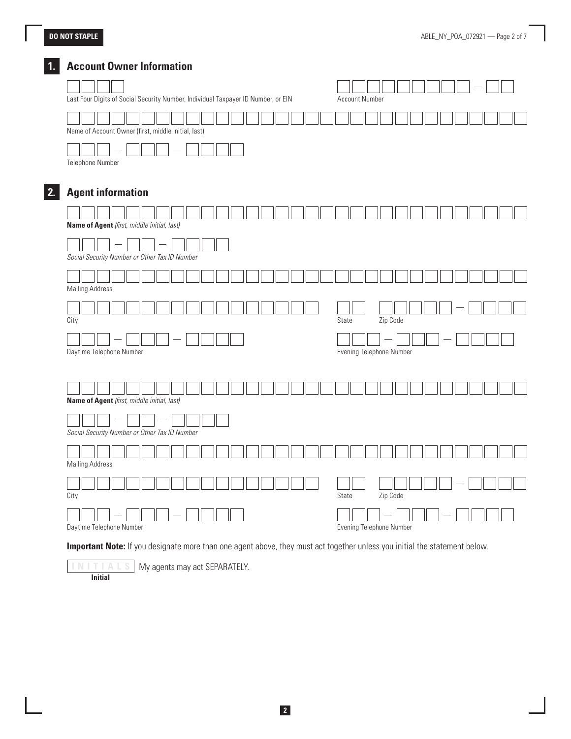**DO NOT STAPLE**

## 1. Account Owner Information

Last Four Digits of Social Security Number, Individual Taxpayer ID Number, or EIN

Account Number

Name of Account Owner (first, middle initial, last)

Telephone Number

## 2. Agent information

**Name of Agent** *(first, middle initial, last)*

*Social Security Number or Other Tax ID Number*

Mailing Address

City

State

Zip Code

Daytime Telephone Number

Evening Telephone Number

**Name of Agent** *(first, middle initial, last)*

*Social Security Number or Other Tax ID Number*

Mailing Address

City

State

Zip Code

Daytime Telephone Number

Evening Telephone Number

**Important Note:** If you designate more than one agent above, they must act together unless you initial the statement below.

INITIALS My agents may act SEPARATELY.

**Initial**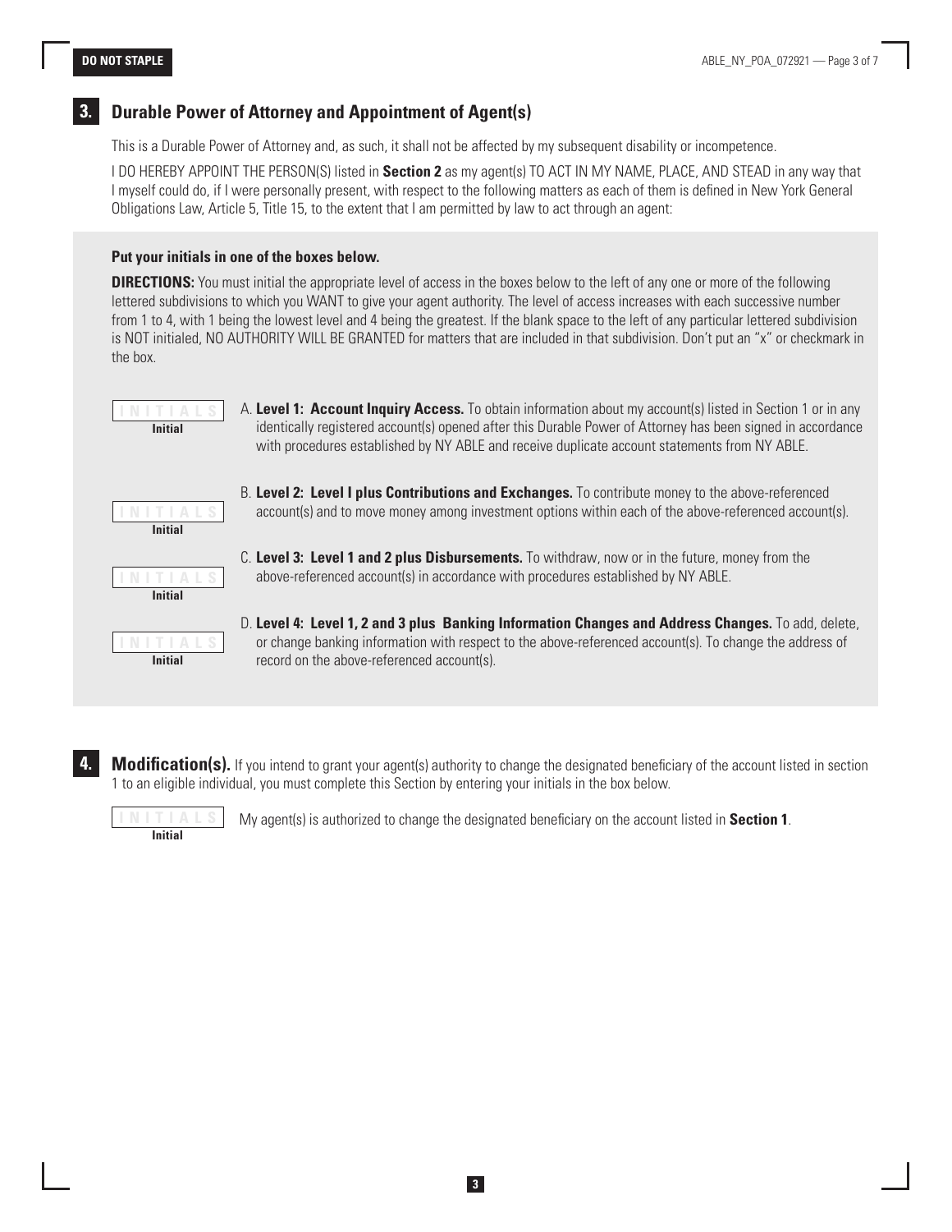**DO NOT STAPLE**

## 3. Durable Power of Attorney and Appointment of Agent(s)

This is a Durable Power of Attorney and, as such, it shall not be affected by my subsequent disability or incompetence.

I DO HEREBY APPOINT THE PERSON(S) listed in **Section 2** as my agent(s) TO ACT IN MY NAME, PLACE, AND STEAD in any way that I myself could do, if I were personally present, with respect to the following matters as each of them is defined in New York General Obligations Law, Article 5, Title 15, to the extent that I am permitted by law to act through an agent:

**Put your initials in one of the boxes below.**

**DIRECTIONS:** You must initial the appropriate level of access in the boxes below to the left of any one or more of the following lettered subdivisions to which you WANT to give your agent authority. The level of access increases with each successive number from 1 to 4, with 1 being the lowest level and 4 being the greatest. If the blank space to the left of any particular lettered subdivision is NOT initialed, NO AUTHORITY WILL BE GRANTED for matters that are included in that subdivision. Don't put an "x" or checkmark in the box.

| INITIALS | |
|---|---|
| Initial | A. **Level 1: Account Inquiry Access.** To obtain information about my account(s) listed in Section 1 or in any identically registered account(s) opened after this Durable Power of Attorney has been signed in accordance with procedures established by NY ABLE and receive duplicate account statements from NY ABLE. |
| Initial | B. **Level 2: Level I plus Contributions and Exchanges.** To contribute money to the above-referenced account(s) and to move money among investment options within each of the above-referenced account(s). |
| Initial | C. **Level 3: Level 1 and 2 plus Disbursements.** To withdraw, now or in the future, money from the above-referenced account(s) in accordance with procedures established by NY ABLE. |
| Initial | D. **Level 4: Level 1, 2 and 3 plus Banking Information Changes and Address Changes.** To add, delete, or change banking information with respect to the above-referenced account(s). To change the address of record on the above-referenced account(s). |

## 4. Modification(s).

If you intend to grant your agent(s) authority to change the designated beneficiary of the account listed in section 1 to an eligible individual, you must complete this Section by entering your initials in the box below.

| INITIALS | |
|---|---|
| Initial | My agent(s) is authorized to change the designated beneficiary on the account listed in **Section 1**. |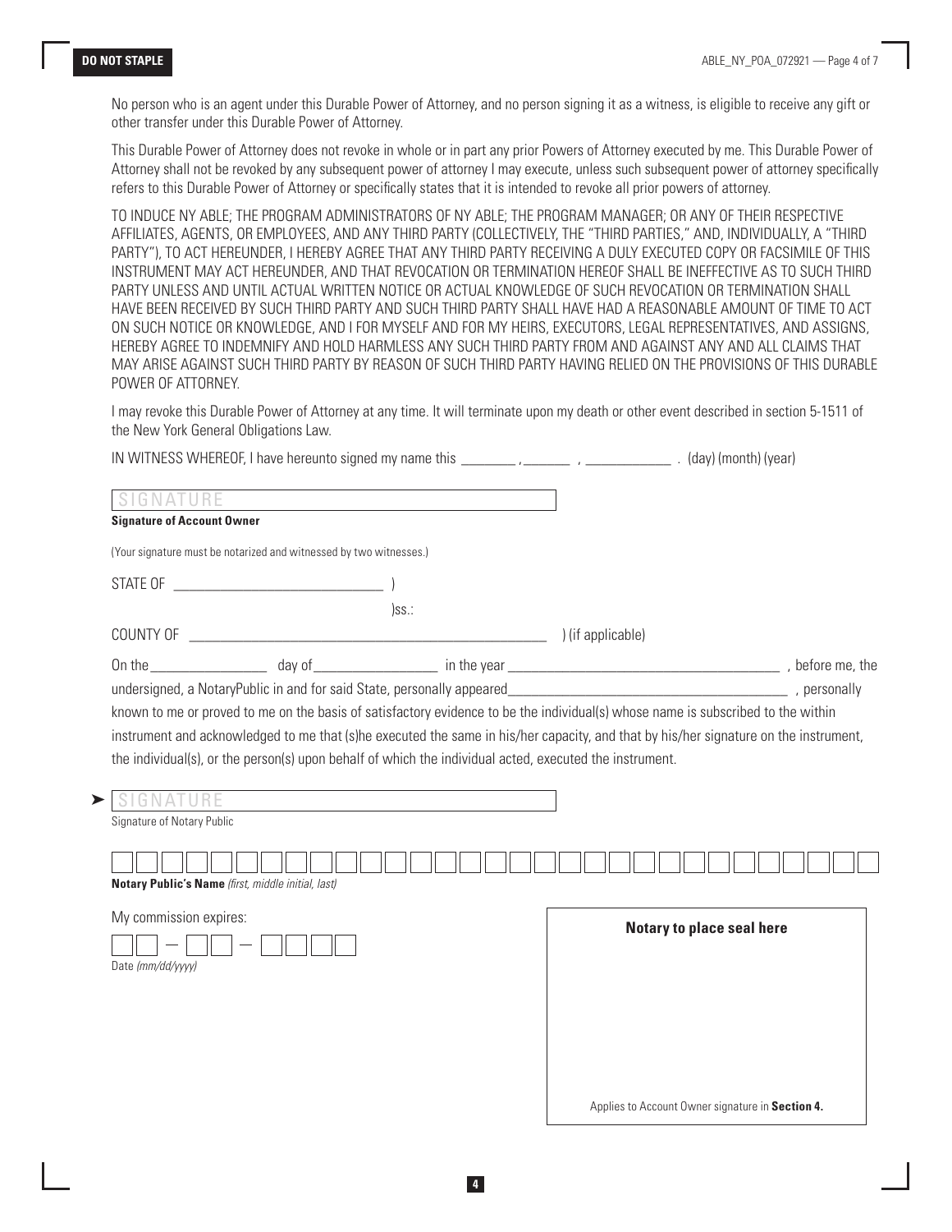No person who is an agent under this Durable Power of Attorney, and no person signing it as a witness, is eligible to receive any gift or other transfer under this Durable Power of Attorney.

This Durable Power of Attorney does not revoke in whole or in part any prior Powers of Attorney executed by me. This Durable Power of Attorney shall not be revoked by any subsequent power of attorney I may execute, unless such subsequent power of attorney specifically refers to this Durable Power of Attorney or specifically states that it is intended to revoke all prior powers of attorney.

TO INDUCE NY ABLE; THE PROGRAM ADMINISTRATORS OF NY ABLE; THE PROGRAM MANAGER; OR ANY OF THEIR RESPECTIVE AFFILIATES, AGENTS, OR EMPLOYEES, AND ANY THIRD PARTY (COLLECTIVELY, THE "THIRD PARTIES," AND, INDIVIDUALLY, A "THIRD PARTY"), TO ACT HEREUNDER, I HEREBY AGREE THAT ANY THIRD PARTY RECEIVING A DULY EXECUTED COPY OR FACSIMILE OF THIS INSTRUMENT MAY ACT HEREUNDER, AND THAT REVOCATION OR TERMINATION HEREOF SHALL BE INEFFECTIVE AS TO SUCH THIRD PARTY UNLESS AND UNTIL ACTUAL WRITTEN NOTICE OR ACTUAL KNOWLEDGE OF SUCH REVOCATION OR TERMINATION SHALL HAVE BEEN RECEIVED BY SUCH THIRD PARTY AND SUCH THIRD PARTY SHALL HAVE HAD A REASONABLE AMOUNT OF TIME TO ACT ON SUCH NOTICE OR KNOWLEDGE, AND I FOR MYSELF AND FOR MY HEIRS, EXECUTORS, LEGAL REPRESENTATIVES, AND ASSIGNS, HEREBY AGREE TO INDEMNIFY AND HOLD HARMLESS ANY SUCH THIRD PARTY FROM AND AGAINST ANY AND ALL CLAIMS THAT MAY ARISE AGAINST SUCH THIRD PARTY BY REASON OF SUCH THIRD PARTY HAVING RELIED ON THE PROVISIONS OF THIS DURABLE POWER OF ATTORNEY.

I may revoke this Durable Power of Attorney at any time. It will terminate upon my death or other event described in section 5-1511 of the New York General Obligations Law.

IN WITNESS WHEREOF, I have hereunto signed my name this ________ , _______ , ____________ . (day) (month) (year)

SIGNATURE ____________________

**Signature of Account Owner**

(Your signature must be notarized and witnessed by two witnesses.)

STATE OF ______________________ )

)ss.:

COUNTY OF ______________________ ) (if applicable)

On the ____________ day of ____________ in the year ____________________ , before me, the undersigned, a NotaryPublic in and for said State, personally appeared ____________________ , personally known to me or proved to me on the basis of satisfactory evidence to be the individual(s) whose name is subscribed to the within instrument and acknowledged to me that (s)he executed the same in his/her capacity, and that by his/her signature on the instrument, the individual(s), or the person(s) upon behalf of which the individual acted, executed the instrument.

➤ SIGNATURE ____________________

Signature of Notary Public

____________________

**Notary Public's Name** *(first, middle initial, last)*

My commission expires:

__ __ – __ __ – __ __ __ __

Date *(mm/dd/yyyy)*

**Notary to place seal here**

Applies to Account Owner signature in **Section 4.**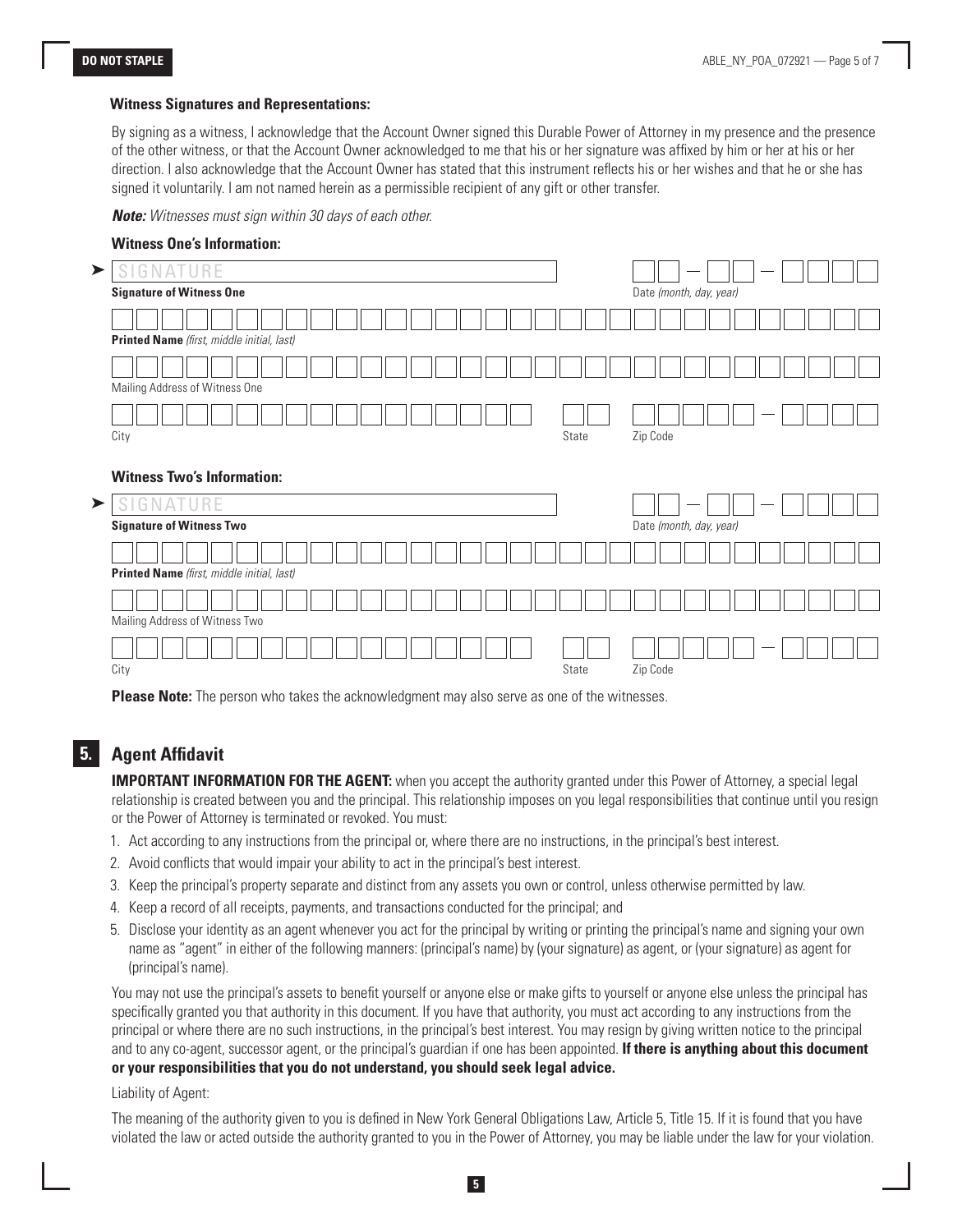**Witness Signatures and Representations:**

By signing as a witness, I acknowledge that the Account Owner signed this Durable Power of Attorney in my presence and the presence of the other witness, or that the Account Owner acknowledged to me that his or her signature was affixed by him or her at his or her direction. I also acknowledge that the Account Owner has stated that this instrument reflects his or her wishes and that he or she has signed it voluntarily. I am not named herein as a permissible recipient of any gift or other transfer.

***Note:*** *Witnesses must sign within 30 days of each other.*

**Witness One's Information:**

➤ SIGNATURE

**Signature of Witness One** — Date *(month, day, year)*

**Printed Name** *(first, middle initial, last)*

Mailing Address of Witness One

City — State — Zip Code

**Witness Two's Information:**

➤ SIGNATURE

**Signature of Witness Two** — Date *(month, day, year)*

**Printed Name** *(first, middle initial, last)*

Mailing Address of Witness Two

City — State — Zip Code

**Please Note:** The person who takes the acknowledgment may also serve as one of the witnesses.

## 5. Agent Affidavit

**IMPORTANT INFORMATION FOR THE AGENT:** when you accept the authority granted under this Power of Attorney, a special legal relationship is created between you and the principal. This relationship imposes on you legal responsibilities that continue until you resign or the Power of Attorney is terminated or revoked. You must:

1. Act according to any instructions from the principal or, where there are no instructions, in the principal's best interest.
2. Avoid conflicts that would impair your ability to act in the principal's best interest.
3. Keep the principal's property separate and distinct from any assets you own or control, unless otherwise permitted by law.
4. Keep a record of all receipts, payments, and transactions conducted for the principal; and
5. Disclose your identity as an agent whenever you act for the principal by writing or printing the principal's name and signing your own name as "agent" in either of the following manners: (principal's name) by (your signature) as agent, or (your signature) as agent for (principal's name).

You may not use the principal's assets to benefit yourself or anyone else or make gifts to yourself or anyone else unless the principal has specifically granted you that authority in this document. If you have that authority, you must act according to any instructions from the principal or where there are no such instructions, in the principal's best interest. You may resign by giving written notice to the principal and to any co-agent, successor agent, or the principal's guardian if one has been appointed. **If there is anything about this document or your responsibilities that you do not understand, you should seek legal advice.**

Liability of Agent:

The meaning of the authority given to you is defined in New York General Obligations Law, Article 5, Title 15. If it is found that you have violated the law or acted outside the authority granted to you in the Power of Attorney, you may be liable under the law for your violation.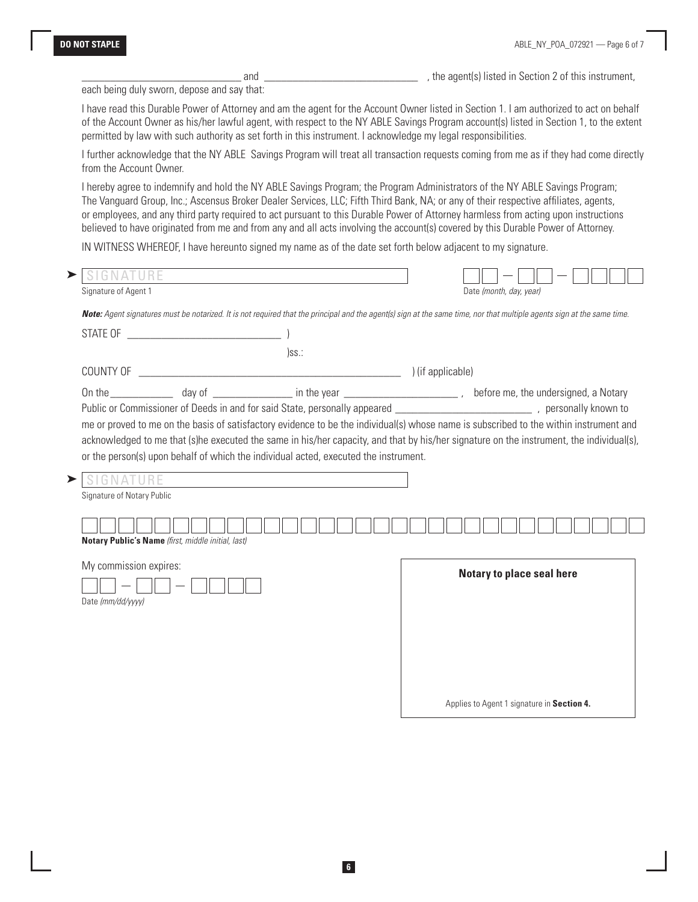______________________________ and ______________________________ , the agent(s) listed in Section 2 of this instrument, each being duly sworn, depose and say that:

I have read this Durable Power of Attorney and am the agent for the Account Owner listed in Section 1. I am authorized to act on behalf of the Account Owner as his/her lawful agent, with respect to the NY ABLE Savings Program account(s) listed in Section 1, to the extent permitted by law with such authority as set forth in this instrument. I acknowledge my legal responsibilities.

I further acknowledge that the NY ABLE Savings Program will treat all transaction requests coming from me as if they had come directly from the Account Owner.

I hereby agree to indemnify and hold the NY ABLE Savings Program; the Program Administrators of the NY ABLE Savings Program; The Vanguard Group, Inc.; Ascensus Broker Dealer Services, LLC; Fifth Third Bank, NA; or any of their respective affiliates, agents, or employees, and any third party required to act pursuant to this Durable Power of Attorney harmless from acting upon instructions believed to have originated from me and from any and all acts involving the account(s) covered by this Durable Power of Attorney.

IN WITNESS WHEREOF, I have hereunto signed my name as of the date set forth below adjacent to my signature.

➤ SIGNATURE ______________________________

Signature of Agent 1

Date *(month, day, year)* __ __ – __ __ – __ __ __ __

***Note:*** *Agent signatures must be notarized. It is not required that the principal and the agent(s) sign at the same time, nor that multiple agents sign at the same time.*

STATE OF ______________________________ )

)ss.:

COUNTY OF ______________________________ ) (if applicable)

On the ____________ day of ______________ in the year ______________________ , before me, the undersigned, a Notary Public or Commissioner of Deeds in and for said State, personally appeared __________________________ , personally known to me or proved to me on the basis of satisfactory evidence to be the individual(s) whose name is subscribed to the within instrument and acknowledged to me that (s)he executed the same in his/her capacity, and that by his/her signature on the instrument, the individual(s), or the person(s) upon behalf of which the individual acted, executed the instrument.

➤ SIGNATURE ______________________________

Signature of Notary Public

______________________________

**Notary Public's Name** *(first, middle initial, last)*

My commission expires:

__ __ – __ __ – __ __ __ __

Date *(mm/dd/yyyy)*

**Notary to place seal here**

Applies to Agent 1 signature in **Section 4.**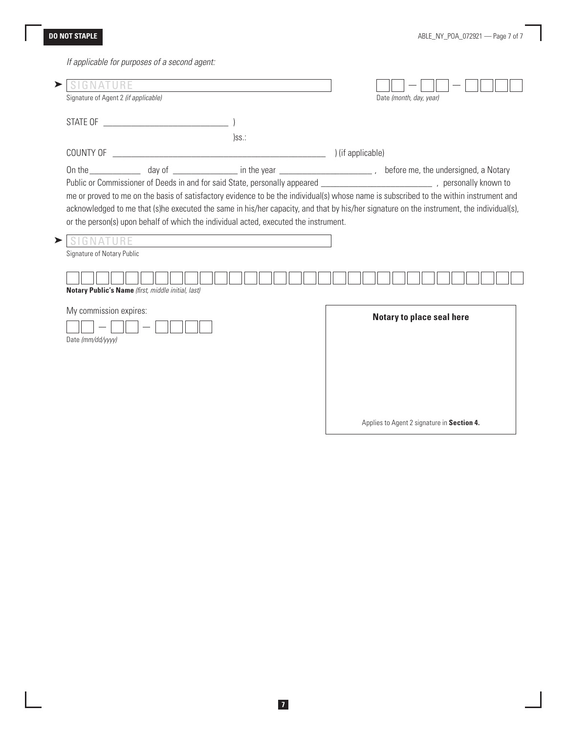**DO NOT STAPLE**

*If applicable for purposes of a second agent:*

➤ SIGNATURE
Signature of Agent 2 *(if applicable)*

☐☐ — ☐☐ — ☐☐☐☐
Date *(month, day, year)*

STATE OF ______________________________ )

)ss.:

COUNTY OF ______________________________ ) (if applicable)

On the__________ day of ______________ in the year ____________________ , before me, the undersigned, a Notary Public or Commissioner of Deeds in and for said State, personally appeared ________________________ , personally known to me or proved to me on the basis of satisfactory evidence to be the individual(s) whose name is subscribed to the within instrument and acknowledged to me that (s)he executed the same in his/her capacity, and that by his/her signature on the instrument, the individual(s), or the person(s) upon behalf of which the individual acted, executed the instrument.

➤ SIGNATURE
Signature of Notary Public

**Notary Public's Name** *(first, middle initial, last)*

My commission expires:

☐☐ — ☐☐ — ☐☐☐☐
Date *(mm/dd/yyyy)*

**Notary to place seal here**

Applies to Agent 2 signature in **Section 4.**